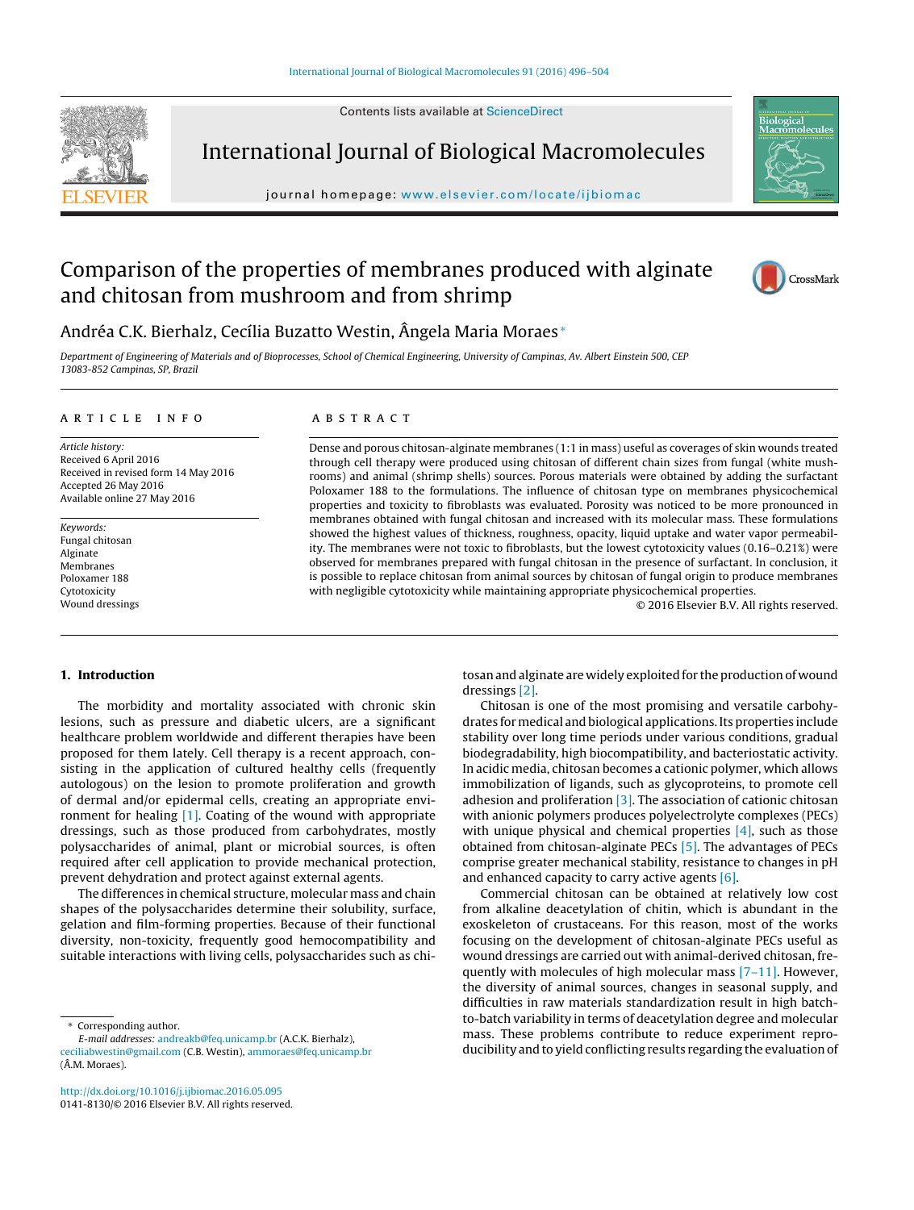# Comparison of the properties of membranes produced with alginate and chitosan from mushroom and from shrimp

Andréa C.K. Bierhalz, Cecília Buzatto Westin, Ângela Maria Moraes*

Department of Engineering of Materials and of Bioprocesses, School of Chemical Engineering, University of Campinas, Av. Albert Einstein 500, CEP 13083-852 Campinas, SP, Brazil

## ARTICLE INFO

*Article history:*
Received 6 April 2016
Received in revised form 14 May 2016
Accepted 26 May 2016
Available online 27 May 2016

*Keywords:*
Fungal chitosan
Alginate
Membranes
Poloxamer 188
Cytotoxicity
Wound dressings

## ABSTRACT

Dense and porous chitosan-alginate membranes (1:1 in mass) useful as coverages of skin wounds treated through cell therapy were produced using chitosan of different chain sizes from fungal (white mushrooms) and animal (shrimp shells) sources. Porous materials were obtained by adding the surfactant Poloxamer 188 to the formulations. The influence of chitosan type on membranes physicochemical properties and toxicity to fibroblasts was evaluated. Porosity was noticed to be more pronounced in membranes obtained with fungal chitosan and increased with its molecular mass. These formulations showed the highest values of thickness, roughness, opacity, liquid uptake and water vapor permeability. The membranes were not toxic to fibroblasts, but the lowest cytotoxicity values (0.16–0.21%) were observed for membranes prepared with fungal chitosan in the presence of surfactant. In conclusion, it is possible to replace chitosan from animal sources by chitosan of fungal origin to produce membranes with negligible cytotoxicity while maintaining appropriate physicochemical properties.

© 2016 Elsevier B.V. All rights reserved.

## 1. Introduction

The morbidity and mortality associated with chronic skin lesions, such as pressure and diabetic ulcers, is a significant healthcare problem worldwide and different therapies have been proposed for them lately. Cell therapy is a recent approach, consisting in the application of cultured healthy cells (frequently autologous) on the lesion to promote proliferation and growth of dermal and/or epidermal cells, creating an appropriate environment for healing [1]. Coating of the wound with appropriate dressings, such as those produced from carbohydrates, mostly polysaccharides of animal, plant or microbial sources, is often required after cell application to provide mechanical protection, prevent dehydration and protect against external agents.

The differences in chemical structure, molecular mass and chain shapes of the polysaccharides determine their solubility, surface, gelation and film-forming properties. Because of their functional diversity, non-toxicity, frequently good hemocompatibility and suitable interactions with living cells, polysaccharides such as chitosan and alginate are widely exploited for the production of wound dressings [2].

Chitosan is one of the most promising and versatile carbohydrates for medical and biological applications. Its properties include stability over long time periods under various conditions, gradual biodegradability, high biocompatibility, and bacteriostatic activity. In acidic media, chitosan becomes a cationic polymer, which allows immobilization of ligands, such as glycoproteins, to promote cell adhesion and proliferation [3]. The association of cationic chitosan with anionic polymers produces polyelectrolyte complexes (PECs) with unique physical and chemical properties [4], such as those obtained from chitosan-alginate PECs [5]. The advantages of PECs comprise greater mechanical stability, resistance to changes in pH and enhanced capacity to carry active agents [6].

Commercial chitosan can be obtained at relatively low cost from alkaline deacetylation of chitin, which is abundant in the exoskeleton of crustaceans. For this reason, most of the works focusing on the development of chitosan-alginate PECs useful as wound dressings are carried out with animal-derived chitosan, frequently with molecules of high molecular mass [7–11]. However, the diversity of animal sources, changes in seasonal supply, and difficulties in raw materials standardization result in high batch-to-batch variability in terms of deacetylation degree and molecular mass. These problems contribute to reduce experiment reproducibility and to yield conflicting results regarding the evaluation of

* Corresponding author.
*E-mail addresses:* andreakb@feq.unicamp.br (A.C.K. Bierhalz), ceciliabwestin@gmail.com (C.B. Westin), ammoraes@feq.unicamp.br (Â.M. Moraes).

http://dx.doi.org/10.1016/j.ijbiomac.2016.05.095
0141-8130/© 2016 Elsevier B.V. All rights reserved.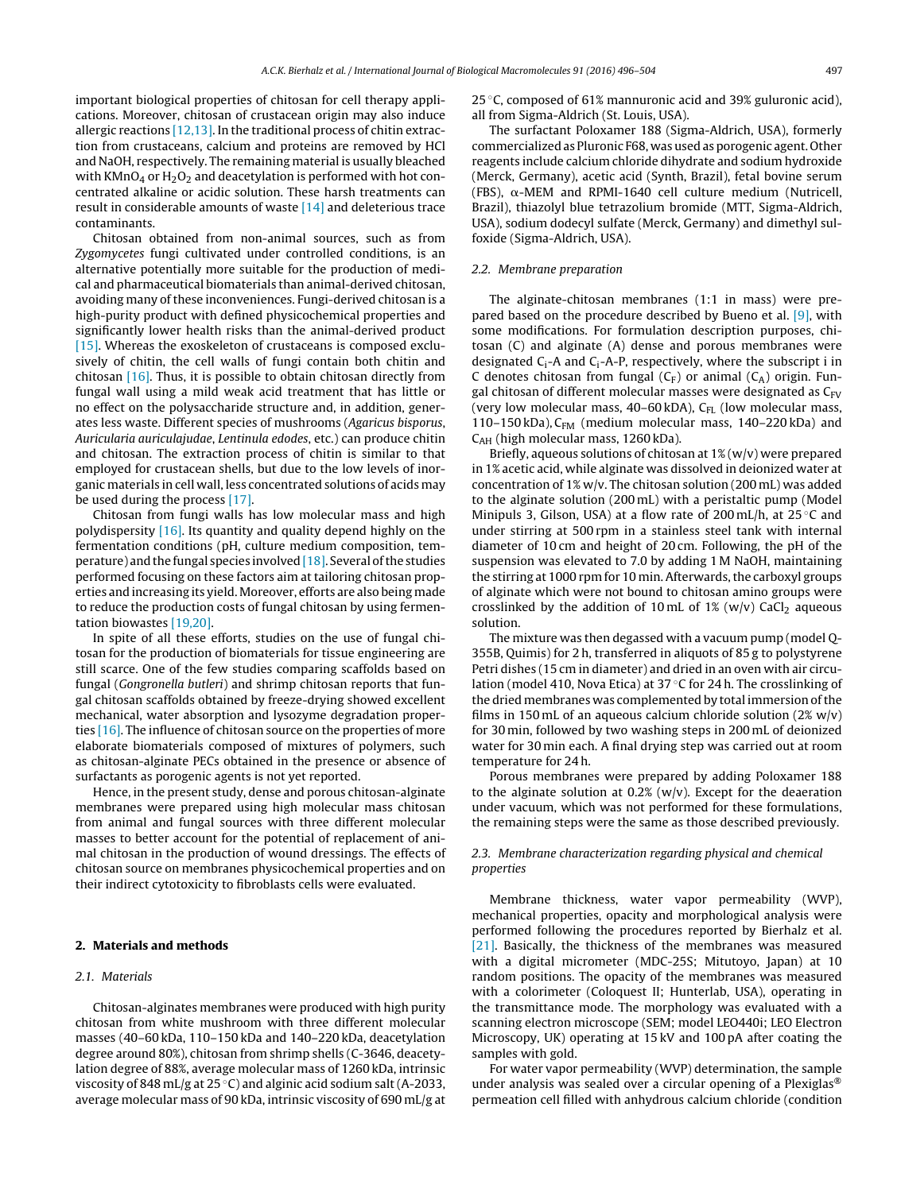important biological properties of chitosan for cell therapy applications. Moreover, chitosan of crustacean origin may also induce allergic reactions [12,13]. In the traditional process of chitin extraction from crustaceans, calcium and proteins are removed by HCl and NaOH, respectively. The remaining material is usually bleached with $KMnO_4$ or $H_2O_2$ and deacetylation is performed with hot concentrated alkaline or acidic solution. These harsh treatments can result in considerable amounts of waste [14] and deleterious trace contaminants.

Chitosan obtained from non-animal sources, such as from *Zygomycetes* fungi cultivated under controlled conditions, is an alternative potentially more suitable for the production of medical and pharmaceutical biomaterials than animal-derived chitosan, avoiding many of these inconveniences. Fungi-derived chitosan is a high-purity product with defined physicochemical properties and significantly lower health risks than the animal-derived product [15]. Whereas the exoskeleton of crustaceans is composed exclusively of chitin, the cell walls of fungi contain both chitin and chitosan [16]. Thus, it is possible to obtain chitosan directly from fungal wall using a mild weak acid treatment that has little or no effect on the polysaccharide structure and, in addition, generates less waste. Different species of mushrooms (*Agaricus bisporus*, *Auricularia auriculajudae*, *Lentinula edodes*, etc.) can produce chitin and chitosan. The extraction process of chitin is similar to that employed for crustacean shells, but due to the low levels of inorganic materials in cell wall, less concentrated solutions of acids may be used during the process [17].

Chitosan from fungi walls has low molecular mass and high polydispersity [16]. Its quantity and quality depend highly on the fermentation conditions (pH, culture medium composition, temperature) and the fungal species involved [18]. Several of the studies performed focusing on these factors aim at tailoring chitosan properties and increasing its yield. Moreover, efforts are also being made to reduce the production costs of fungal chitosan by using fermentation biowastes [19,20].

In spite of all these efforts, studies on the use of fungal chitosan for the production of biomaterials for tissue engineering are still scarce. One of the few studies comparing scaffolds based on fungal (*Gongronella butleri*) and shrimp chitosan reports that fungal chitosan scaffolds obtained by freeze-drying showed excellent mechanical, water absorption and lysozyme degradation properties [16]. The influence of chitosan source on the properties of more elaborate biomaterials composed of mixtures of polymers, such as chitosan-alginate PECs obtained in the presence or absence of surfactants as porogenic agents is not yet reported.

Hence, in the present study, dense and porous chitosan-alginate membranes were prepared using high molecular mass chitosan from animal and fungal sources with three different molecular masses to better account for the potential of replacement of animal chitosan in the production of wound dressings. The effects of chitosan source on membranes physicochemical properties and on their indirect cytotoxicity to fibroblasts cells were evaluated.

## 2. Materials and methods

### 2.1. Materials

Chitosan-alginates membranes were produced with high purity chitosan from white mushroom with three different molecular masses (40–60 kDa, 110–150 kDa and 140–220 kDa, deacetylation degree around 80%), chitosan from shrimp shells (C-3646, deacetylation degree of 88%, average molecular mass of 1260 kDa, intrinsic viscosity of 848 mL/g at 25 °C) and alginic acid sodium salt (A-2033, average molecular mass of 90 kDa, intrinsic viscosity of 690 mL/g at 25 °C, composed of 61% mannuronic acid and 39% guluronic acid), all from Sigma-Aldrich (St. Louis, USA).

The surfactant Poloxamer 188 (Sigma-Aldrich, USA), formerly commercialized as Pluronic F68, was used as porogenic agent. Other reagents include calcium chloride dihydrate and sodium hydroxide (Merck, Germany), acetic acid (Synth, Brazil), fetal bovine serum (FBS), α-MEM and RPMI-1640 cell culture medium (Nutricell, Brazil), thiazolyl blue tetrazolium bromide (MTT, Sigma-Aldrich, USA), sodium dodecyl sulfate (Merck, Germany) and dimethyl sulfoxide (Sigma-Aldrich, USA).

### 2.2. Membrane preparation

The alginate-chitosan membranes (1:1 in mass) were prepared based on the procedure described by Bueno et al. [9], with some modifications. For formulation description purposes, chitosan (C) and alginate (A) dense and porous membranes were designated $C_i$-A and $C_i$-A-P, respectively, where the subscript i in C denotes chitosan from fungal ($C_F$) or animal ($C_A$) origin. Fungal chitosan of different molecular masses were designated as $C_{FV}$ (very low molecular mass, 40–60 kDA), $C_{FL}$ (low molecular mass, 110–150 kDa), $C_{FM}$ (medium molecular mass, 140–220 kDa) and $C_{AH}$ (high molecular mass, 1260 kDa).

Briefly, aqueous solutions of chitosan at 1% (w/v) were prepared in 1% acetic acid, while alginate was dissolved in deionized water at concentration of 1% w/v. The chitosan solution (200 mL) was added to the alginate solution (200 mL) with a peristaltic pump (Model Minipuls 3, Gilson, USA) at a flow rate of 200 mL/h, at 25 °C and under stirring at 500 rpm in a stainless steel tank with internal diameter of 10 cm and height of 20 cm. Following, the pH of the suspension was elevated to 7.0 by adding 1 M NaOH, maintaining the stirring at 1000 rpm for 10 min. Afterwards, the carboxyl groups of alginate which were not bound to chitosan amino groups were crosslinked by the addition of 10 mL of 1% (w/v) $CaCl_2$ aqueous solution.

The mixture was then degassed with a vacuum pump (model Q-355B, Quimis) for 2 h, transferred in aliquots of 85 g to polystyrene Petri dishes (15 cm in diameter) and dried in an oven with air circulation (model 410, Nova Etica) at 37 °C for 24 h. The crosslinking of the dried membranes was complemented by total immersion of the films in 150 mL of an aqueous calcium chloride solution (2% w/v) for 30 min, followed by two washing steps in 200 mL of deionized water for 30 min each. A final drying step was carried out at room temperature for 24 h.

Porous membranes were prepared by adding Poloxamer 188 to the alginate solution at 0.2% (w/v). Except for the deaeration under vacuum, which was not performed for these formulations, the remaining steps were the same as those described previously.

### 2.3. Membrane characterization regarding physical and chemical properties

Membrane thickness, water vapor permeability (WVP), mechanical properties, opacity and morphological analysis were performed following the procedures reported by Bierhalz et al. [21]. Basically, the thickness of the membranes was measured with a digital micrometer (MDC-25S; Mitutoyo, Japan) at 10 random positions. The opacity of the membranes was measured with a colorimeter (Coloquest II; Hunterlab, USA), operating in the transmittance mode. The morphology was evaluated with a scanning electron microscope (SEM; model LEO440i; LEO Electron Microscopy, UK) operating at 15 kV and 100 pA after coating the samples with gold.

For water vapor permeability (WVP) determination, the sample under analysis was sealed over a circular opening of a Plexiglas® permeation cell filled with anhydrous calcium chloride (condition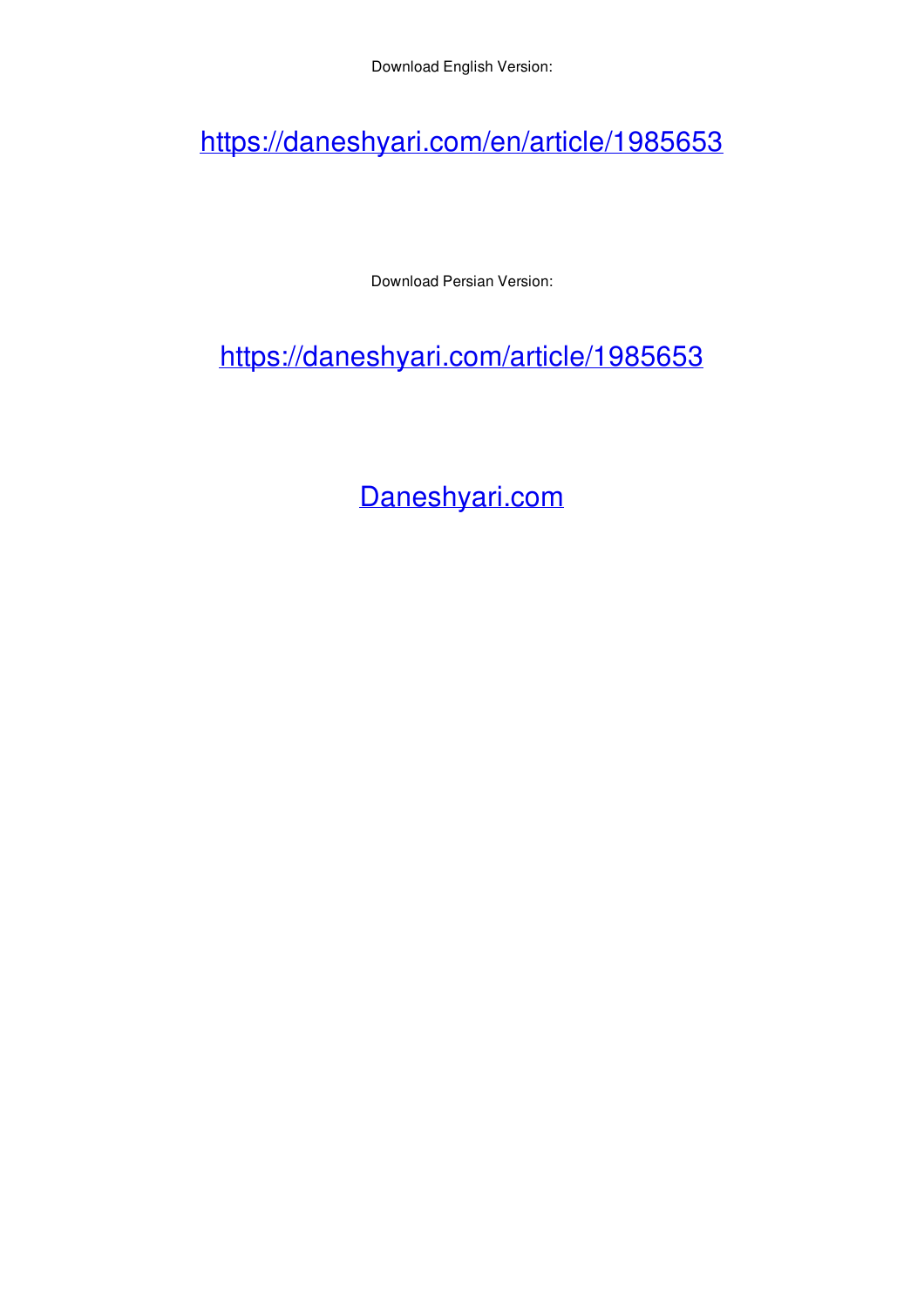Download English Version:

https://daneshyari.com/en/article/1985653

Download Persian Version:

https://daneshyari.com/article/1985653

Daneshyari.com